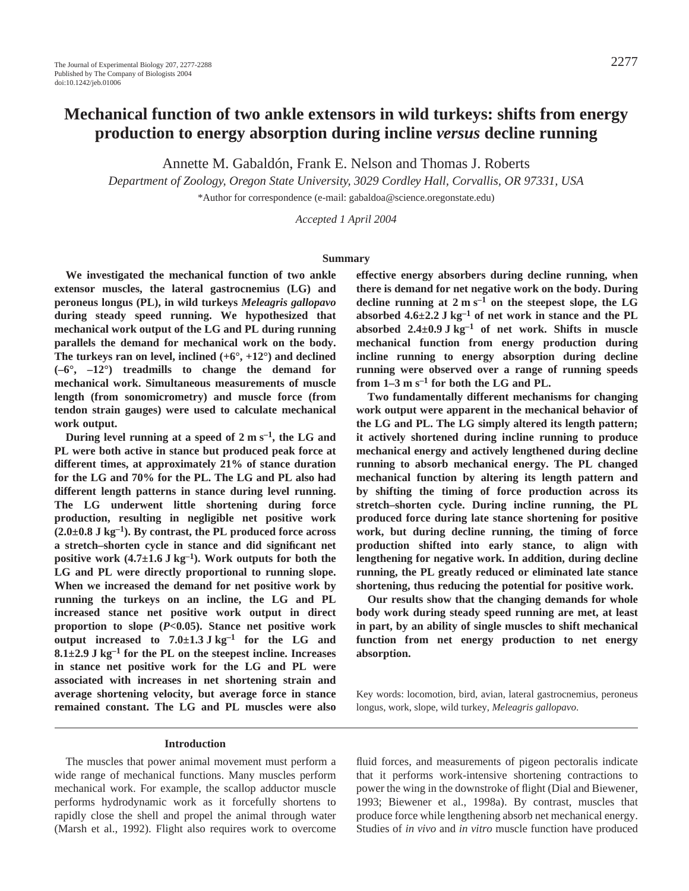# Mechanical function of two ankle extensors in wild turkeys: shifts from energy production to energy absorption during incline *versus* decline running

Annette M. Gabaldón, Frank E. Nelson and Thomas J. Roberts

*Department of Zoology, Oregon State University, 3029 Cordley Hall, Corvallis, OR 97331, USA*

\*Author for correspondence (e-mail: gabaldoa@science.oregonstate.edu)

*Accepted 1 April 2004*

## Summary

**We investigated the mechanical function of two ankle extensor muscles, the lateral gastrocnemius (LG) and peroneus longus (PL), in wild turkeys *Meleagris gallopavo* during steady speed running. We hypothesized that mechanical work output of the LG and PL during running parallels the demand for mechanical work on the body. The turkeys ran on level, inclined (+6°, +12°) and declined (–6°, –12°) treadmills to change the demand for mechanical work. Simultaneous measurements of muscle length (from sonomicrometry) and muscle force (from tendon strain gauges) were used to calculate mechanical work output.**

**During level running at a speed of 2 m $s^{-1}$, the LG and PL were both active in stance but produced peak force at different times, at approximately 21% of stance duration for the LG and 70% for the PL. The LG and PL also had different length patterns in stance during level running. The LG underwent little shortening during force production, resulting in negligible net positive work (2.0±0.8 J $kg^{-1}$). By contrast, the PL produced force across a stretch–shorten cycle in stance and did significant net positive work (4.7±1.6 J $kg^{-1}$). Work outputs for both the LG and PL were directly proportional to running slope. When we increased the demand for net positive work by running the turkeys on an incline, the LG and PL increased stance net positive work output in direct proportion to slope ($P<0.05$). Stance net positive work output increased to 7.0±1.3 J $kg^{-1}$ for the LG and 8.1±2.9 J $kg^{-1}$ for the PL on the steepest incline. Increases in stance net positive work for the LG and PL were associated with increases in net shortening strain and average shortening velocity, but average force in stance remained constant. The LG and PL muscles were also effective energy absorbers during decline running, when there is demand for net negative work on the body. During decline running at 2 m $s^{-1}$ on the steepest slope, the LG absorbed 4.6±2.2 J $kg^{-1}$ of net work in stance and the PL absorbed 2.4±0.9 J $kg^{-1}$ of net work. Shifts in muscle mechanical function from energy production during incline running to energy absorption during decline running were observed over a range of running speeds from 1–3 m $s^{-1}$ for both the LG and PL.**

**Two fundamentally different mechanisms for changing work output were apparent in the mechanical behavior of the LG and PL. The LG simply altered its length pattern; it actively shortened during incline running to produce mechanical energy and actively lengthened during decline running to absorb mechanical energy. The PL changed mechanical function by altering its length pattern and by shifting the timing of force production across its stretch–shorten cycle. During incline running, the PL produced force during late stance shortening for positive work, but during decline running, the timing of force production shifted into early stance, to align with lengthening for negative work. In addition, during decline running, the PL greatly reduced or eliminated late stance shortening, thus reducing the potential for positive work.**

**Our results show that the changing demands for whole body work during steady speed running are met, at least in part, by an ability of single muscles to shift mechanical function from net energy production to net energy absorption.**

Key words: locomotion, bird, avian, lateral gastrocnemius, peroneus longus, work, slope, wild turkey, *Meleagris gallopavo*.

## Introduction

The muscles that power animal movement must perform a wide range of mechanical functions. Many muscles perform mechanical work. For example, the scallop adductor muscle performs hydrodynamic work as it forcefully shortens to rapidly close the shell and propel the animal through water (Marsh et al., 1992). Flight also requires work to overcome fluid forces, and measurements of pigeon pectoralis indicate that it performs work-intensive shortening contractions to power the wing in the downstroke of flight (Dial and Biewener, 1993; Biewener et al., 1998a). By contrast, muscles that produce force while lengthening absorb net mechanical energy. Studies of *in vivo* and *in vitro* muscle function have produced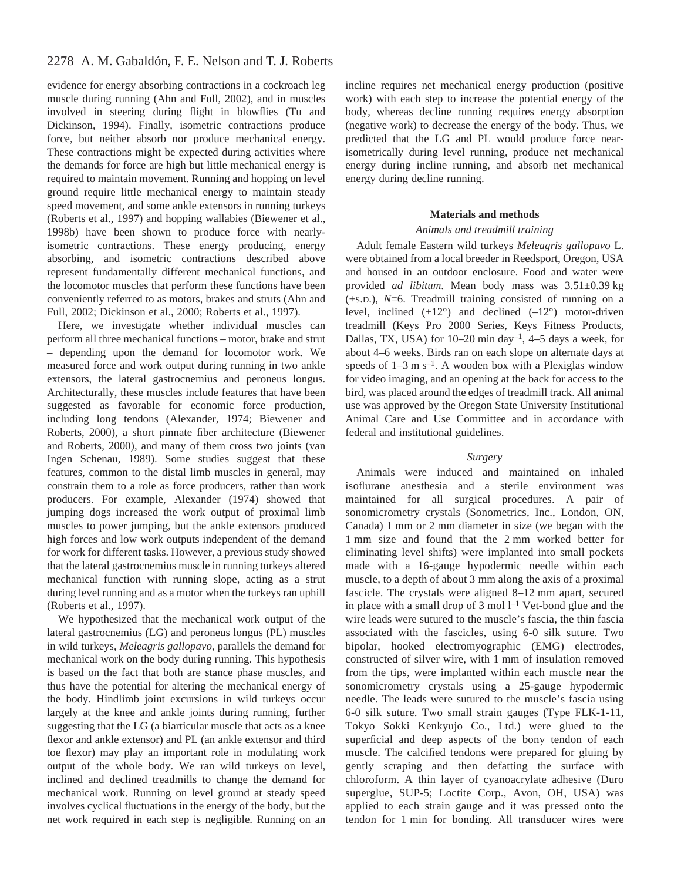evidence for energy absorbing contractions in a cockroach leg muscle during running (Ahn and Full, 2002), and in muscles involved in steering during flight in blowflies (Tu and Dickinson, 1994). Finally, isometric contractions produce force, but neither absorb nor produce mechanical energy. These contractions might be expected during activities where the demands for force are high but little mechanical energy is required to maintain movement. Running and hopping on level ground require little mechanical energy to maintain steady speed movement, and some ankle extensors in running turkeys (Roberts et al., 1997) and hopping wallabies (Biewener et al., 1998b) have been shown to produce force with nearly-isometric contractions. These energy producing, energy absorbing, and isometric contractions described above represent fundamentally different mechanical functions, and the locomotor muscles that perform these functions have been conveniently referred to as motors, brakes and struts (Ahn and Full, 2002; Dickinson et al., 2000; Roberts et al., 1997).

Here, we investigate whether individual muscles can perform all three mechanical functions – motor, brake and strut – depending upon the demand for locomotor work. We measured force and work output during running in two ankle extensors, the lateral gastrocnemius and peroneus longus. Architecturally, these muscles include features that have been suggested as favorable for economic force production, including long tendons (Alexander, 1974; Biewener and Roberts, 2000), a short pinnate fiber architecture (Biewener and Roberts, 2000), and many of them cross two joints (van Ingen Schenau, 1989). Some studies suggest that these features, common to the distal limb muscles in general, may constrain them to a role as force producers, rather than work producers. For example, Alexander (1974) showed that jumping dogs increased the work output of proximal limb muscles to power jumping, but the ankle extensors produced high forces and low work outputs independent of the demand for work for different tasks. However, a previous study showed that the lateral gastrocnemius muscle in running turkeys altered mechanical function with running slope, acting as a strut during level running and as a motor when the turkeys ran uphill (Roberts et al., 1997).

We hypothesized that the mechanical work output of the lateral gastrocnemius (LG) and peroneus longus (PL) muscles in wild turkeys, *Meleagris gallopavo*, parallels the demand for mechanical work on the body during running. This hypothesis is based on the fact that both are stance phase muscles, and thus have the potential for altering the mechanical energy of the body. Hindlimb joint excursions in wild turkeys occur largely at the knee and ankle joints during running, further suggesting that the LG (a biarticular muscle that acts as a knee flexor and ankle extensor) and PL (an ankle extensor and third toe flexor) may play an important role in modulating work output of the whole body. We ran wild turkeys on level, inclined and declined treadmills to change the demand for mechanical work. Running on level ground at steady speed involves cyclical fluctuations in the energy of the body, but the net work required in each step is negligible. Running on an incline requires net mechanical energy production (positive work) with each step to increase the potential energy of the body, whereas decline running requires energy absorption (negative work) to decrease the energy of the body. Thus, we predicted that the LG and PL would produce force near-isometrically during level running, produce net mechanical energy during incline running, and absorb net mechanical energy during decline running.

## Materials and methods

### *Animals and treadmill training*

Adult female Eastern wild turkeys *Meleagris gallopavo* L. were obtained from a local breeder in Reedsport, Oregon, USA and housed in an outdoor enclosure. Food and water were provided *ad libitum*. Mean body mass was 3.51±0.39 kg (±S.D.), $N$=6. Treadmill training consisted of running on a level, inclined (+12°) and declined (–12°) motor-driven treadmill (Keys Pro 2000 Series, Keys Fitness Products, Dallas, TX, USA) for 10–20 min $day^{-1}$, 4–5 days a week, for about 4–6 weeks. Birds ran on each slope on alternate days at speeds of 1–3 m $s^{-1}$. A wooden box with a Plexiglas window for video imaging, and an opening at the back for access to the bird, was placed around the edges of treadmill track. All animal use was approved by the Oregon State University Institutional Animal Care and Use Committee and in accordance with federal and institutional guidelines.

### *Surgery*

Animals were induced and maintained on inhaled isoflurane anesthesia and a sterile environment was maintained for all surgical procedures. A pair of sonomicrometry crystals (Sonometrics, Inc., London, ON, Canada) 1 mm or 2 mm diameter in size (we began with the 1 mm size and found that the 2 mm worked better for eliminating level shifts) were implanted into small pockets made with a 16-gauge hypodermic needle within each muscle, to a depth of about 3 mm along the axis of a proximal fascicle. The crystals were aligned 8–12 mm apart, secured in place with a small drop of 3 mol $l^{-1}$ Vet-bond glue and the wire leads were sutured to the muscle's fascia, the thin fascia associated with the fascicles, using 6-0 silk suture. Two bipolar, hooked electromyographic (EMG) electrodes, constructed of silver wire, with 1 mm of insulation removed from the tips, were implanted within each muscle near the sonomicrometry crystals using a 25-gauge hypodermic needle. The leads were sutured to the muscle's fascia using 6-0 silk suture. Two small strain gauges (Type FLK-1-11, Tokyo Sokki Kenkyujo Co., Ltd.) were glued to the superficial and deep aspects of the bony tendon of each muscle. The calcified tendons were prepared for gluing by gently scraping and then defatting the surface with chloroform. A thin layer of cyanoacrylate adhesive (Duro superglue, SUP-5; Loctite Corp., Avon, OH, USA) was applied to each strain gauge and it was pressed onto the tendon for 1 min for bonding. All transducer wires were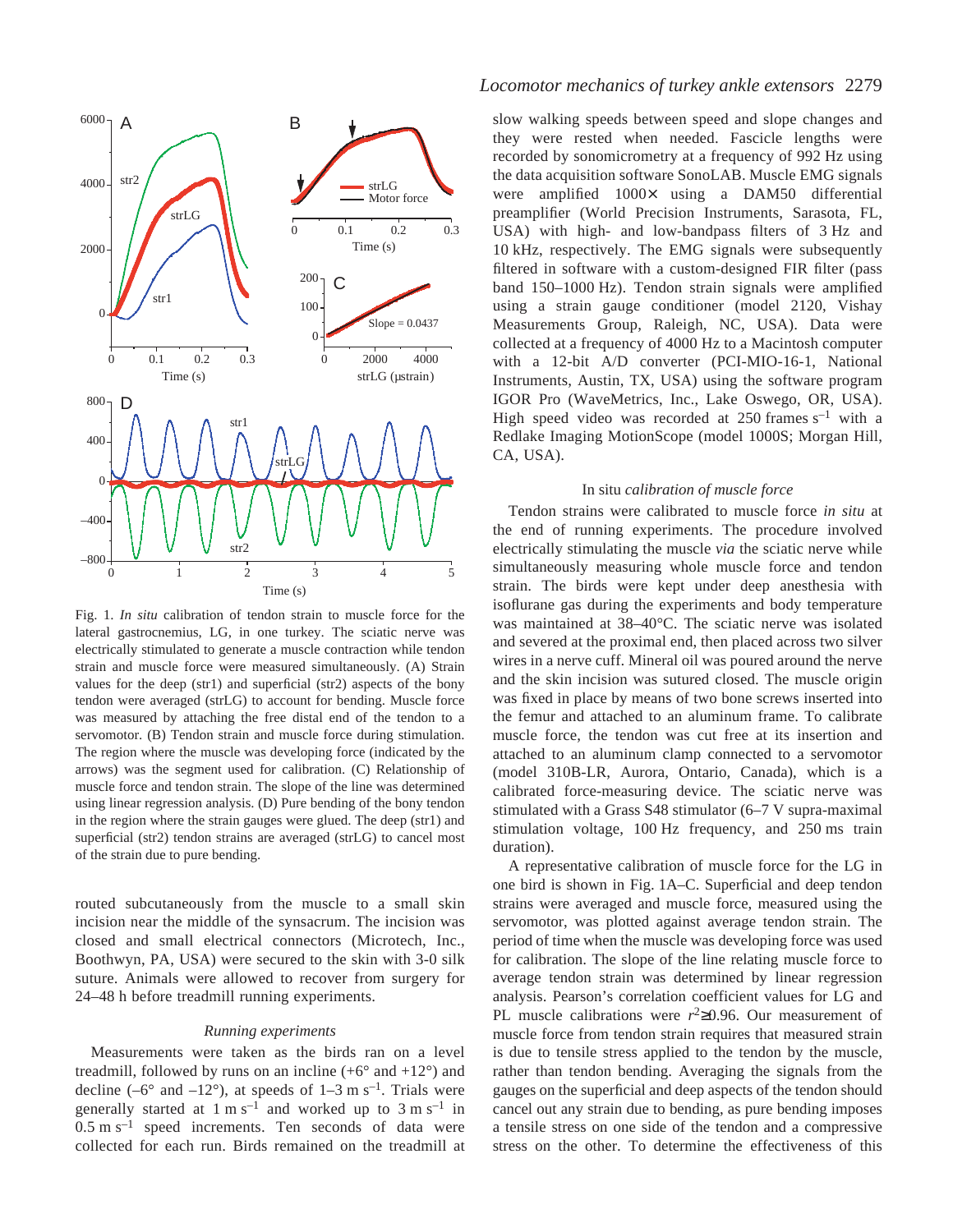Fig. 1. *In situ* calibration of tendon strain to muscle force for the lateral gastrocnemius, LG, in one turkey. The sciatic nerve was electrically stimulated to generate a muscle contraction while tendon strain and muscle force were measured simultaneously. (A) Strain values for the deep (str1) and superficial (str2) aspects of the bony tendon were averaged (strLG) to account for bending. Muscle force was measured by attaching the free distal end of the tendon to a servomotor. (B) Tendon strain and muscle force during stimulation. The region where the muscle was developing force (indicated by the arrows) was the segment used for calibration. (C) Relationship of muscle force and tendon strain. The slope of the line was determined using linear regression analysis. (D) Pure bending of the bony tendon in the region where the strain gauges were glued. The deep (str1) and superficial (str2) tendon strains are averaged (strLG) to cancel most of the strain due to pure bending.

routed subcutaneously from the muscle to a small skin incision near the middle of the synsacrum. The incision was closed and small electrical connectors (Microtech, Inc., Boothwyn, PA, USA) were secured to the skin with 3-0 silk suture. Animals were allowed to recover from surgery for 24–48 h before treadmill running experiments.

### *Running experiments*

Measurements were taken as the birds ran on a level treadmill, followed by runs on an incline (+6° and +12°) and decline (–6° and –12°), at speeds of 1–3 m s$^{-1}$. Trials were generally started at 1 m s$^{-1}$ and worked up to 3 m s$^{-1}$ in 0.5 m s$^{-1}$ speed increments. Ten seconds of data were collected for each run. Birds remained on the treadmill at slow walking speeds between speed and slope changes and they were rested when needed. Fascicle lengths were recorded by sonomicrometry at a frequency of 992 Hz using the data acquisition software SonoLAB. Muscle EMG signals were amplified 1000× using a DAM50 differential preamplifier (World Precision Instruments, Sarasota, FL, USA) with high- and low-bandpass filters of 3 Hz and 10 kHz, respectively. The EMG signals were subsequently filtered in software with a custom-designed FIR filter (pass band 150–1000 Hz). Tendon strain signals were amplified using a strain gauge conditioner (model 2120, Vishay Measurements Group, Raleigh, NC, USA). Data were collected at a frequency of 4000 Hz to a Macintosh computer with a 12-bit A/D converter (PCI-MIO-16-1, National Instruments, Austin, TX, USA) using the software program IGOR Pro (WaveMetrics, Inc., Lake Oswego, OR, USA). High speed video was recorded at 250 frames s$^{-1}$ with a Redlake Imaging MotionScope (model 1000S; Morgan Hill, CA, USA).

### In situ *calibration of muscle force*

Tendon strains were calibrated to muscle force *in situ* at the end of running experiments. The procedure involved electrically stimulating the muscle *via* the sciatic nerve while simultaneously measuring whole muscle force and tendon strain. The birds were kept under deep anesthesia with isoflurane gas during the experiments and body temperature was maintained at 38–40°C. The sciatic nerve was isolated and severed at the proximal end, then placed across two silver wires in a nerve cuff. Mineral oil was poured around the nerve and the skin incision was sutured closed. The muscle origin was fixed in place by means of two bone screws inserted into the femur and attached to an aluminum frame. To calibrate muscle force, the tendon was cut free at its insertion and attached to an aluminum clamp connected to a servomotor (model 310B-LR, Aurora, Ontario, Canada), which is a calibrated force-measuring device. The sciatic nerve was stimulated with a Grass S48 stimulator (6–7 V supra-maximal stimulation voltage, 100 Hz frequency, and 250 ms train duration).

A representative calibration of muscle force for the LG in one bird is shown in Fig. 1A–C. Superficial and deep tendon strains were averaged and muscle force, measured using the servomotor, was plotted against average tendon strain. The period of time when the muscle was developing force was used for calibration. The slope of the line relating muscle force to average tendon strain was determined by linear regression analysis. Pearson's correlation coefficient values for LG and PL muscle calibrations were $r^2 \geq 0.96$. Our measurement of muscle force from tendon strain requires that measured strain is due to tensile stress applied to the tendon by the muscle, rather than tendon bending. Averaging the signals from the gauges on the superficial and deep aspects of the tendon should cancel out any strain due to bending, as pure bending imposes a tensile stress on one side of the tendon and a compressive stress on the other. To determine the effectiveness of this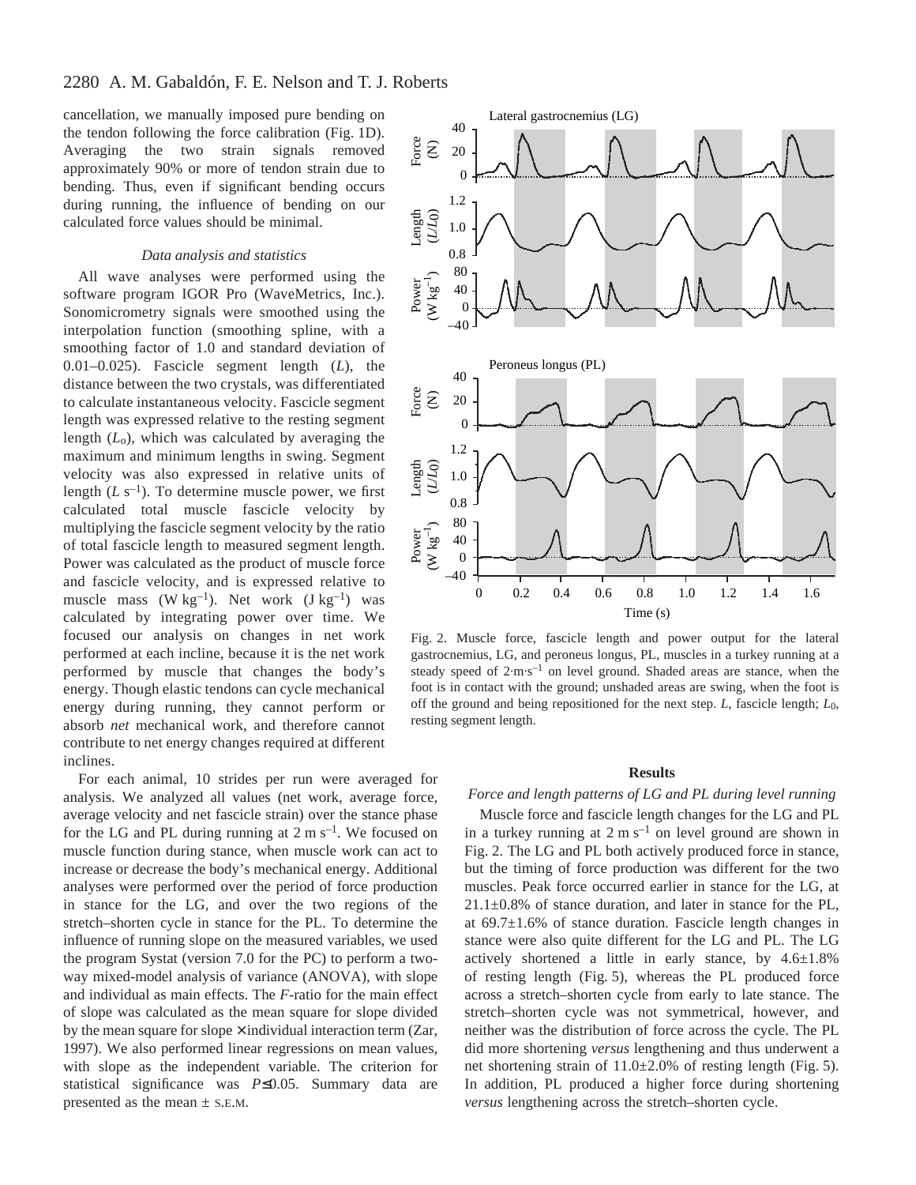cancellation, we manually imposed pure bending on the tendon following the force calibration (Fig. 1D). Averaging the two strain signals removed approximately 90% or more of tendon strain due to bending. Thus, even if significant bending occurs during running, the influence of bending on our calculated force values should be minimal.

### *Data analysis and statistics*

All wave analyses were performed using the software program IGOR Pro (WaveMetrics, Inc.). Sonomicrometry signals were smoothed using the interpolation function (smoothing spline, with a smoothing factor of 1.0 and standard deviation of 0.01–0.025). Fascicle segment length ($L$), the distance between the two crystals, was differentiated to calculate instantaneous velocity. Fascicle segment length was expressed relative to the resting segment length ($L_o$), which was calculated by averaging the maximum and minimum lengths in swing. Segment velocity was also expressed in relative units of length ($L\ s^{-1}$). To determine muscle power, we first calculated total muscle fascicle velocity by multiplying the fascicle segment velocity by the ratio of total fascicle length to measured segment length. Power was calculated as the product of muscle force and fascicle velocity, and is expressed relative to muscle mass ($W\ kg^{-1}$). Net work ($J\ kg^{-1}$) was calculated by integrating power over time. We focused our analysis on changes in net work performed at each incline, because it is the net work performed by muscle that changes the body's energy. Though elastic tendons can cycle mechanical energy during running, they cannot perform or absorb *net* mechanical work, and therefore cannot contribute to net energy changes required at different inclines.

For each animal, 10 strides per run were averaged for analysis. We analyzed all values (net work, average force, average velocity and net fascicle strain) over the stance phase for the LG and PL during running at $2\ m\ s^{-1}$. We focused on muscle function during stance, when muscle work can act to increase or decrease the body's mechanical energy. Additional analyses were performed over the period of force production in stance for the LG, and over the two regions of the stretch–shorten cycle in stance for the PL. To determine the influence of running slope on the measured variables, we used the program Systat (version 7.0 for the PC) to perform a two-way mixed-model analysis of variance (ANOVA), with slope and individual as main effects. The $F$-ratio for the main effect of slope was calculated as the mean square for slope divided by the mean square for slope × individual interaction term (Zar, 1997). We also performed linear regressions on mean values, with slope as the independent variable. The criterion for statistical significance was $P\leq 0.05$. Summary data are presented as the mean ± S.E.M.

Fig. 2. Muscle force, fascicle length and power output for the lateral gastrocnemius, LG, and peroneus longus, PL, muscles in a turkey running at a steady speed of $2\cdot m\cdot s^{-1}$ on level ground. Shaded areas are stance, when the foot is in contact with the ground; unshaded areas are swing, when the foot is off the ground and being repositioned for the next step. $L$, fascicle length; $L_0$, resting segment length.

## Results

### *Force and length patterns of LG and PL during level running*

Muscle force and fascicle length changes for the LG and PL in a turkey running at $2\ m\ s^{-1}$ on level ground are shown in Fig. 2. The LG and PL both actively produced force in stance, but the timing of force production was different for the two muscles. Peak force occurred earlier in stance for the LG, at 21.1±0.8% of stance duration, and later in stance for the PL, at 69.7±1.6% of stance duration. Fascicle length changes in stance were also quite different for the LG and PL. The LG actively shortened a little in early stance, by 4.6±1.8% of resting length (Fig. 5), whereas the PL produced force across a stretch–shorten cycle from early to late stance. The stretch–shorten cycle was not symmetrical, however, and neither was the distribution of force across the cycle. The PL did more shortening *versus* lengthening and thus underwent a net shortening strain of 11.0±2.0% of resting length (Fig. 5). In addition, PL produced a higher force during shortening *versus* lengthening across the stretch–shorten cycle.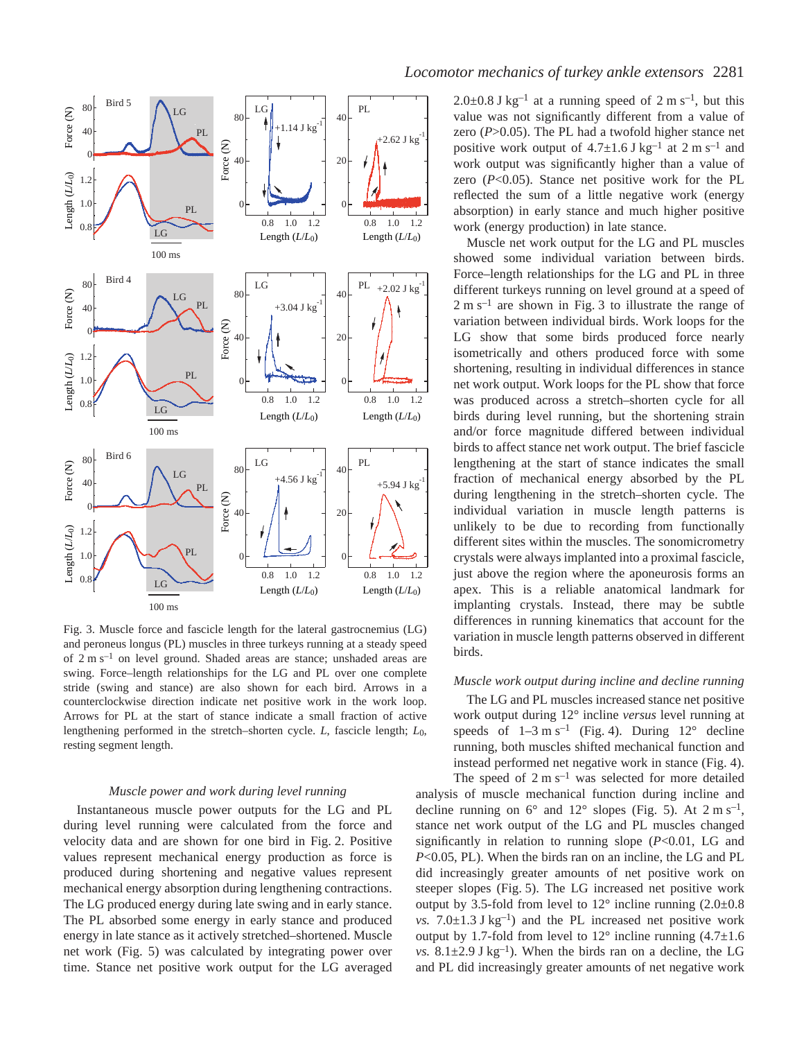Fig. 3. Muscle force and fascicle length for the lateral gastrocnemius (LG) and peroneus longus (PL) muscles in three turkeys running at a steady speed of 2 m s$^{-1}$ on level ground. Shaded areas are stance; unshaded areas are swing. Force–length relationships for the LG and PL over one complete stride (swing and stance) are also shown for each bird. Arrows in a counterclockwise direction indicate net positive work in the work loop. Arrows for PL at the start of stance indicate a small fraction of active lengthening performed in the stretch–shorten cycle. $L$, fascicle length; $L_0$, resting segment length.

### *Muscle power and work during level running*

Instantaneous muscle power outputs for the LG and PL during level running were calculated from the force and velocity data and are shown for one bird in Fig. 2. Positive values represent mechanical energy production as force is produced during shortening and negative values represent mechanical energy absorption during lengthening contractions. The LG produced energy during late swing and in early stance. The PL absorbed some energy in early stance and produced energy in late stance as it actively stretched–shortened. Muscle net work (Fig. 5) was calculated by integrating power over time. Stance net positive work output for the LG averaged 2.0±0.8 J kg$^{-1}$ at a running speed of 2 m s$^{-1}$, but this value was not significantly different from a value of zero ($P$>0.05). The PL had a twofold higher stance net positive work output of 4.7±1.6 J kg$^{-1}$ at 2 m s$^{-1}$ and work output was significantly higher than a value of zero ($P$<0.05). Stance net positive work for the PL reflected the sum of a little negative work (energy absorption) in early stance and much higher positive work (energy production) in late stance.

Muscle net work output for the LG and PL muscles showed some individual variation between birds. Force–length relationships for the LG and PL in three different turkeys running on level ground at a speed of 2 m s$^{-1}$ are shown in Fig. 3 to illustrate the range of variation between individual birds. Work loops for the LG show that some birds produced force nearly isometrically and others produced force with some shortening, resulting in individual differences in stance net work output. Work loops for the PL show that force was produced across a stretch–shorten cycle for all birds during level running, but the shortening strain and/or force magnitude differed between individual birds to affect stance net work output. The brief fascicle lengthening at the start of stance indicates the small fraction of mechanical energy absorbed by the PL during lengthening in the stretch–shorten cycle. The individual variation in muscle length patterns is unlikely to be due to recording from functionally different sites within the muscles. The sonomicrometry crystals were always implanted into a proximal fascicle, just above the region where the aponeurosis forms an apex. This is a reliable anatomical landmark for implanting crystals. Instead, there may be subtle differences in running kinematics that account for the variation in muscle length patterns observed in different birds.

### *Muscle work output during incline and decline running*

The LG and PL muscles increased stance net positive work output during 12° incline *versus* level running at speeds of 1–3 m s$^{-1}$ (Fig. 4). During 12° decline running, both muscles shifted mechanical function and instead performed net negative work in stance (Fig. 4).

The speed of 2 m s$^{-1}$ was selected for more detailed analysis of muscle mechanical function during incline and decline running on 6° and 12° slopes (Fig. 5). At 2 m s$^{-1}$, stance net work output of the LG and PL muscles changed significantly in relation to running slope ($P$<0.01, LG and $P$<0.05, PL). When the birds ran on an incline, the LG and PL did increasingly greater amounts of net positive work on steeper slopes (Fig. 5). The LG increased net positive work output by 3.5-fold from level to 12° incline running (2.0±0.8 *vs.* 7.0±1.3 J kg$^{-1}$) and the PL increased net positive work output by 1.7-fold from level to 12° incline running (4.7±1.6 *vs.* 8.1±2.9 J kg$^{-1}$). When the birds ran on a decline, the LG and PL did increasingly greater amounts of net negative work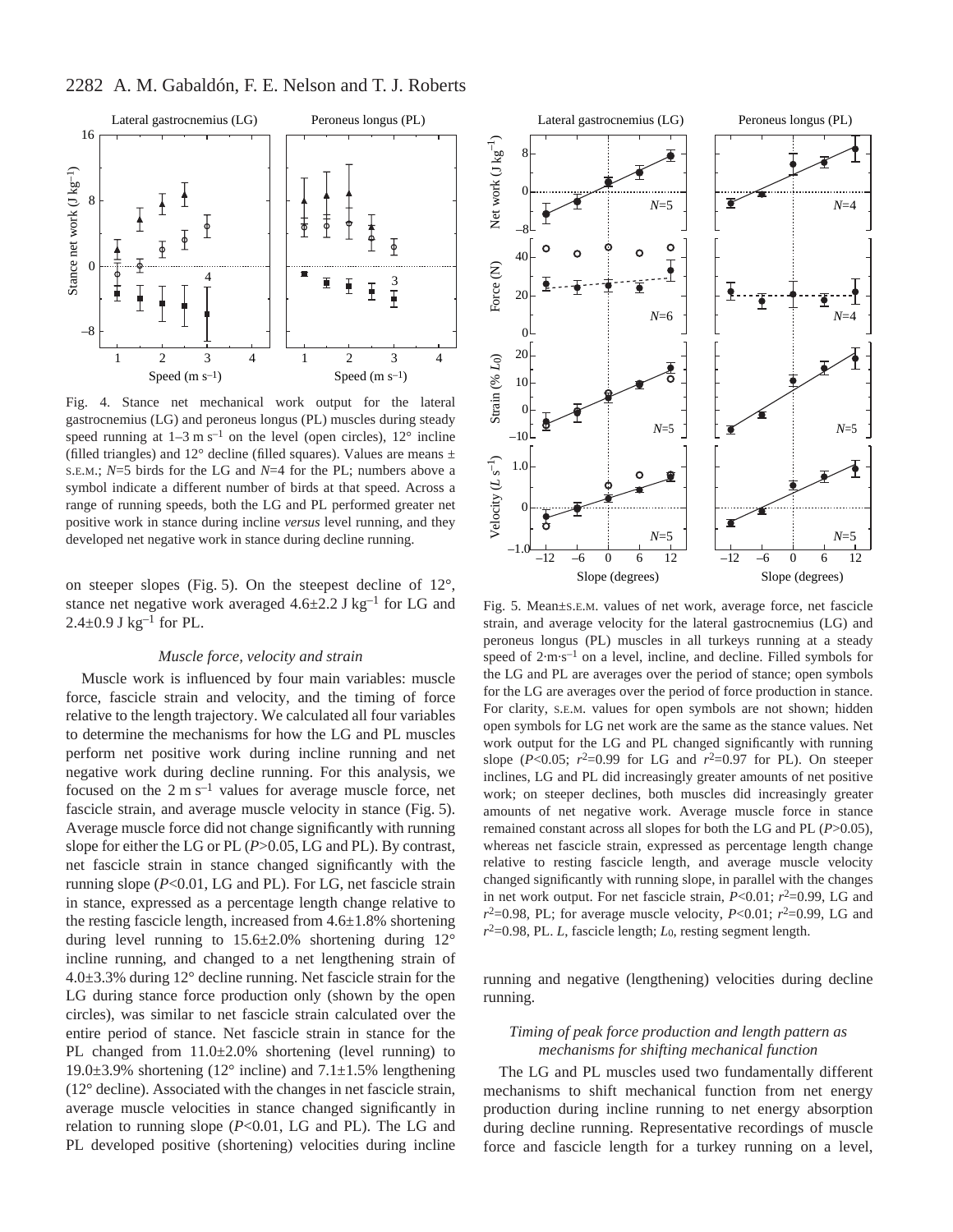Fig. 4. Stance net mechanical work output for the lateral gastrocnemius (LG) and peroneus longus (PL) muscles during steady speed running at 1–3 m s$^{-1}$ on the level (open circles), 12° incline (filled triangles) and 12° decline (filled squares). Values are means ± S.E.M.; $N$=5 birds for the LG and $N$=4 for the PL; numbers above a symbol indicate a different number of birds at that speed. Across a range of running speeds, both the LG and PL performed greater net positive work in stance during incline *versus* level running, and they developed net negative work in stance during decline running.

on steeper slopes (Fig. 5). On the steepest decline of 12°, stance net negative work averaged 4.6±2.2 J kg$^{-1}$ for LG and 2.4±0.9 J kg$^{-1}$ for PL.

### *Muscle force, velocity and strain*

Muscle work is influenced by four main variables: muscle force, fascicle strain and velocity, and the timing of force relative to the length trajectory. We calculated all four variables to determine the mechanisms for how the LG and PL muscles perform net positive work during incline running and net negative work during decline running. For this analysis, we focused on the 2 m s$^{-1}$ values for average muscle force, net fascicle strain, and average muscle velocity in stance (Fig. 5). Average muscle force did not change significantly with running slope for either the LG or PL ($P$>0.05, LG and PL). By contrast, net fascicle strain in stance changed significantly with the running slope ($P$<0.01, LG and PL). For LG, net fascicle strain in stance, expressed as a percentage length change relative to the resting fascicle length, increased from 4.6±1.8% shortening during level running to 15.6±2.0% shortening during 12° incline running, and changed to a net lengthening strain of 4.0±3.3% during 12° decline running. Net fascicle strain for the LG during stance force production only (shown by the open circles), was similar to net fascicle strain calculated over the entire period of stance. Net fascicle strain in stance for the PL changed from 11.0±2.0% shortening (level running) to 19.0±3.9% shortening (12° incline) and 7.1±1.5% lengthening (12° decline). Associated with the changes in net fascicle strain, average muscle velocities in stance changed significantly in relation to running slope ($P$<0.01, LG and PL). The LG and PL developed positive (shortening) velocities during incline running and negative (lengthening) velocities during decline running.

Fig. 5. Mean±S.E.M. values of net work, average force, net fascicle strain, and average velocity for the lateral gastrocnemius (LG) and peroneus longus (PL) muscles in all turkeys running at a steady speed of 2·m·s$^{-1}$ on a level, incline, and decline. Filled symbols for the LG and PL are averages over the period of stance; open symbols for the LG are averages over the period of force production in stance. For clarity, S.E.M. values for open symbols are not shown; hidden open symbols for LG net work are the same as the stance values. Net work output for the LG and PL changed significantly with running slope ($P$<0.05; $r^2$=0.99 for LG and $r^2$=0.97 for PL). On steeper inclines, LG and PL did increasingly greater amounts of net positive work; on steeper declines, both muscles did increasingly greater amounts of net negative work. Average muscle force in stance remained constant across all slopes for both the LG and PL ($P$>0.05), whereas net fascicle strain, expressed as percentage length change relative to resting fascicle length, and average muscle velocity changed significantly with running slope, in parallel with the changes in net work output. For net fascicle strain, $P$<0.01; $r^2$=0.99, LG and $r^2$=0.98, PL; for average muscle velocity, $P$<0.01; $r^2$=0.99, LG and $r^2$=0.98, PL. $L$, fascicle length; $L_0$, resting segment length.

### *Timing of peak force production and length pattern as mechanisms for shifting mechanical function*

The LG and PL muscles used two fundamentally different mechanisms to shift mechanical function from net energy production during incline running to net energy absorption during decline running. Representative recordings of muscle force and fascicle length for a turkey running on a level,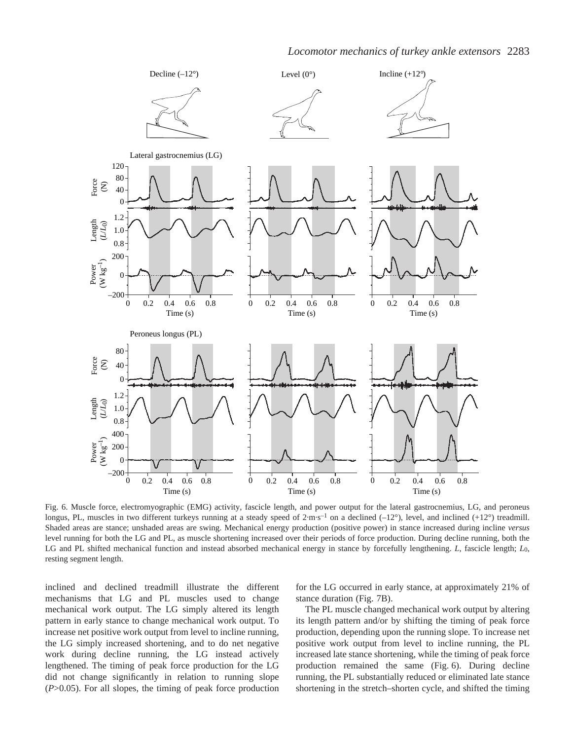Fig. 6. Muscle force, electromyographic (EMG) activity, fascicle length, and power output for the lateral gastrocnemius, LG, and peroneus longus, PL, muscles in two different turkeys running at a steady speed of $2\cdot\mathrm{m}\cdot\mathrm{s}^{-1}$ on a declined (–12°), level, and inclined (+12°) treadmill. Shaded areas are stance; unshaded areas are swing. Mechanical energy production (positive power) in stance increased during incline *versus* level running for both the LG and PL, as muscle shortening increased over their periods of force production. During decline running, both the LG and PL shifted mechanical function and instead absorbed mechanical energy in stance by forcefully lengthening. $L$, fascicle length; $L_0$, resting segment length.

inclined and declined treadmill illustrate the different mechanisms that LG and PL muscles used to change mechanical work output. The LG simply altered its length pattern in early stance to change mechanical work output. To increase net positive work output from level to incline running, the LG simply increased shortening, and to do net negative work during decline running, the LG instead actively lengthened. The timing of peak force production for the LG did not change significantly in relation to running slope ($P>0.05$). For all slopes, the timing of peak force production for the LG occurred in early stance, at approximately 21% of stance duration (Fig. 7B).

The PL muscle changed mechanical work output by altering its length pattern and/or by shifting the timing of peak force production, depending upon the running slope. To increase net positive work output from level to incline running, the PL increased late stance shortening, while the timing of peak force production remained the same (Fig. 6). During decline running, the PL substantially reduced or eliminated late stance shortening in the stretch–shorten cycle, and shifted the timing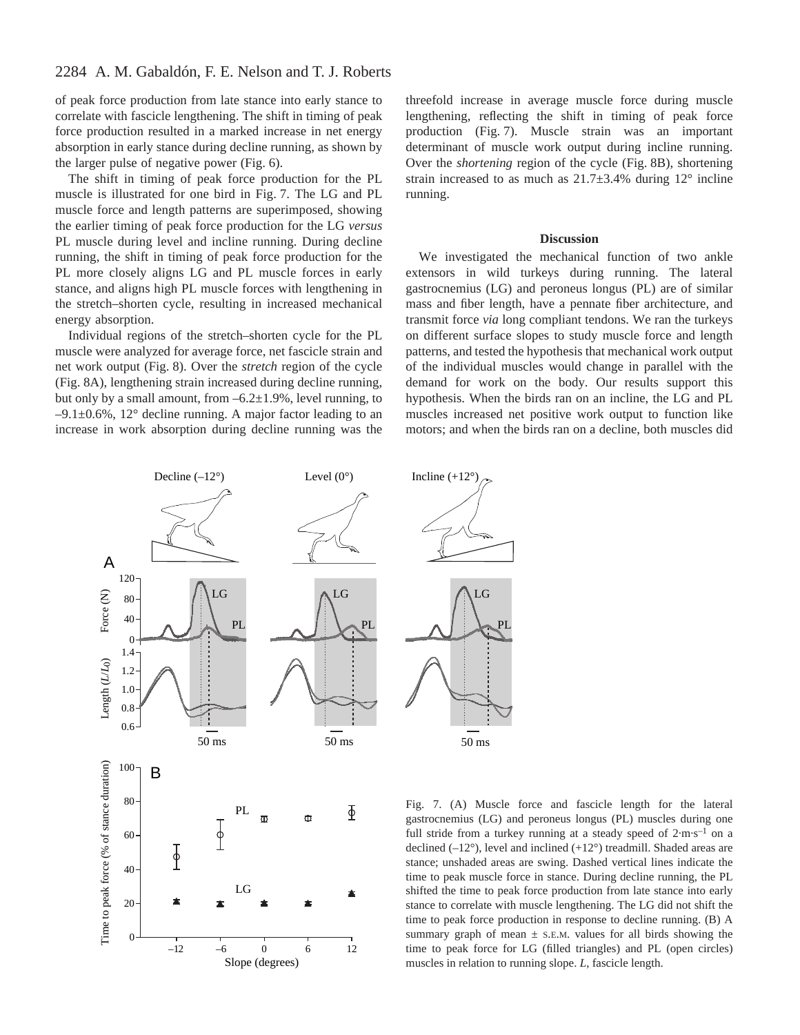of peak force production from late stance into early stance to correlate with fascicle lengthening. The shift in timing of peak force production resulted in a marked increase in net energy absorption in early stance during decline running, as shown by the larger pulse of negative power (Fig. 6).

The shift in timing of peak force production for the PL muscle is illustrated for one bird in Fig. 7. The LG and PL muscle force and length patterns are superimposed, showing the earlier timing of peak force production for the LG *versus* PL muscle during level and incline running. During decline running, the shift in timing of peak force production for the PL more closely aligns LG and PL muscle forces in early stance, and aligns high PL muscle forces with lengthening in the stretch–shorten cycle, resulting in increased mechanical energy absorption.

Individual regions of the stretch–shorten cycle for the PL muscle were analyzed for average force, net fascicle strain and net work output (Fig. 8). Over the *stretch* region of the cycle (Fig. 8A), lengthening strain increased during decline running, but only by a small amount, from –6.2±1.9%, level running, to –9.1±0.6%, 12° decline running. A major factor leading to an increase in work absorption during decline running was the threefold increase in average muscle force during muscle lengthening, reflecting the shift in timing of peak force production (Fig. 7). Muscle strain was an important determinant of muscle work output during incline running. Over the *shortening* region of the cycle (Fig. 8B), shortening strain increased to as much as 21.7±3.4% during 12° incline running.

## Discussion

We investigated the mechanical function of two ankle extensors in wild turkeys during running. The lateral gastrocnemius (LG) and peroneus longus (PL) are of similar mass and fiber length, have a pennate fiber architecture, and transmit force *via* long compliant tendons. We ran the turkeys on different surface slopes to study muscle force and length patterns, and tested the hypothesis that mechanical work output of the individual muscles would change in parallel with the demand for work on the body. Our results support this hypothesis. When the birds ran on an incline, the LG and PL muscles increased net positive work output to function like motors; and when the birds ran on a decline, both muscles did

Fig. 7. (A) Muscle force and fascicle length for the lateral gastrocnemius (LG) and peroneus longus (PL) muscles during one full stride from a turkey running at a steady speed of $2\,\mathrm{m\,s^{-1}}$ on a declined (–12°), level and inclined (+12°) treadmill. Shaded areas are stance; unshaded areas are swing. Dashed vertical lines indicate the time to peak muscle force in stance. During decline running, the PL shifted the time to peak force production from late stance into early stance to correlate with muscle lengthening. The LG did not shift the time to peak force production in response to decline running. (B) A summary graph of mean ± S.E.M. values for all birds showing the time to peak force for LG (filled triangles) and PL (open circles) muscles in relation to running slope. $L$, fascicle length.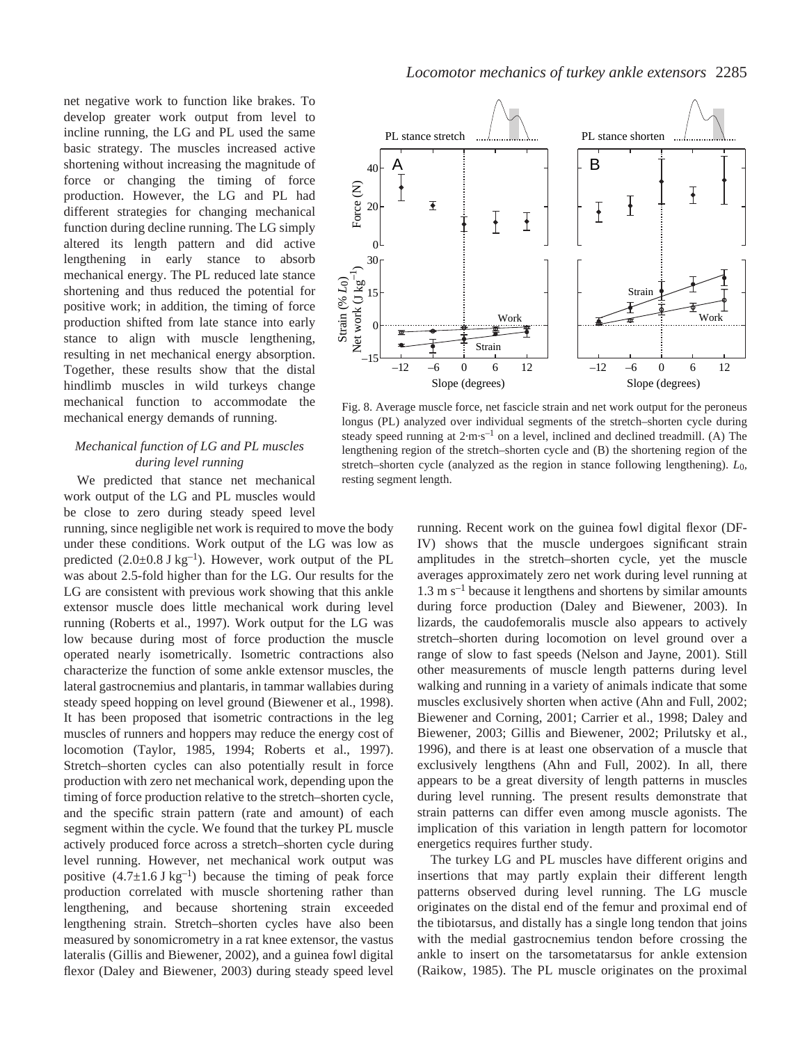net negative work to function like brakes. To develop greater work output from level to incline running, the LG and PL used the same basic strategy. The muscles increased active shortening without increasing the magnitude of force or changing the timing of force production. However, the LG and PL had different strategies for changing mechanical function during decline running. The LG simply altered its length pattern and did active lengthening in early stance to absorb mechanical energy. The PL reduced late stance shortening and thus reduced the potential for positive work; in addition, the timing of force production shifted from late stance into early stance to align with muscle lengthening, resulting in net mechanical energy absorption. Together, these results show that the distal hindlimb muscles in wild turkeys change mechanical function to accommodate the mechanical energy demands of running.

Fig. 8. Average muscle force, net fascicle strain and net work output for the peroneus longus (PL) analyzed over individual segments of the stretch–shorten cycle during steady speed running at 2·m·s$^{-1}$ on a level, inclined and declined treadmill. (A) The lengthening region of the stretch–shorten cycle and (B) the shortening region of the stretch–shorten cycle (analyzed as the region in stance following lengthening). $L_0$, resting segment length.

### *Mechanical function of LG and PL muscles during level running*

We predicted that stance net mechanical work output of the LG and PL muscles would be close to zero during steady speed level running, since negligible net work is required to move the body under these conditions. Work output of the LG was low as predicted (2.0±0.8 J kg$^{-1}$). However, work output of the PL was about 2.5-fold higher than for the LG. Our results for the LG are consistent with previous work showing that this ankle extensor muscle does little mechanical work during level running (Roberts et al., 1997). Work output for the LG was low because during most of force production the muscle operated nearly isometrically. Isometric contractions also characterize the function of some ankle extensor muscles, the lateral gastrocnemius and plantaris, in tammar wallabies during steady speed hopping on level ground (Biewener et al., 1998). It has been proposed that isometric contractions in the leg muscles of runners and hoppers may reduce the energy cost of locomotion (Taylor, 1985, 1994; Roberts et al., 1997). Stretch–shorten cycles can also potentially result in force production with zero net mechanical work, depending upon the timing of force production relative to the stretch–shorten cycle, and the specific strain pattern (rate and amount) of each segment within the cycle. We found that the turkey PL muscle actively produced force across a stretch–shorten cycle during level running. However, net mechanical work output was positive (4.7±1.6 J kg$^{-1}$) because the timing of peak force production correlated with muscle shortening rather than lengthening, and because shortening strain exceeded lengthening strain. Stretch–shorten cycles have also been measured by sonomicrometry in a rat knee extensor, the vastus lateralis (Gillis and Biewener, 2002), and a guinea fowl digital flexor (Daley and Biewener, 2003) during steady speed level running. Recent work on the guinea fowl digital flexor (DF-IV) shows that the muscle undergoes significant strain amplitudes in the stretch–shorten cycle, yet the muscle averages approximately zero net work during level running at 1.3 m s$^{-1}$ because it lengthens and shortens by similar amounts during force production (Daley and Biewener, 2003). In lizards, the caudofemoralis muscle also appears to actively stretch–shorten during locomotion on level ground over a range of slow to fast speeds (Nelson and Jayne, 2001). Still other measurements of muscle length patterns during level walking and running in a variety of animals indicate that some muscles exclusively shorten when active (Ahn and Full, 2002; Biewener and Corning, 2001; Carrier et al., 1998; Daley and Biewener, 2003; Gillis and Biewener, 2002; Prilutsky et al., 1996), and there is at least one observation of a muscle that exclusively lengthens (Ahn and Full, 2002). In all, there appears to be a great diversity of length patterns in muscles during level running. The present results demonstrate that strain patterns can differ even among muscle agonists. The implication of this variation in length pattern for locomotor energetics requires further study.

The turkey LG and PL muscles have different origins and insertions that may partly explain their different length patterns observed during level running. The LG muscle originates on the distal end of the femur and proximal end of the tibiotarsus, and distally has a single long tendon that joins with the medial gastrocnemius tendon before crossing the ankle to insert on the tarsometatarsus for ankle extension (Raikow, 1985). The PL muscle originates on the proximal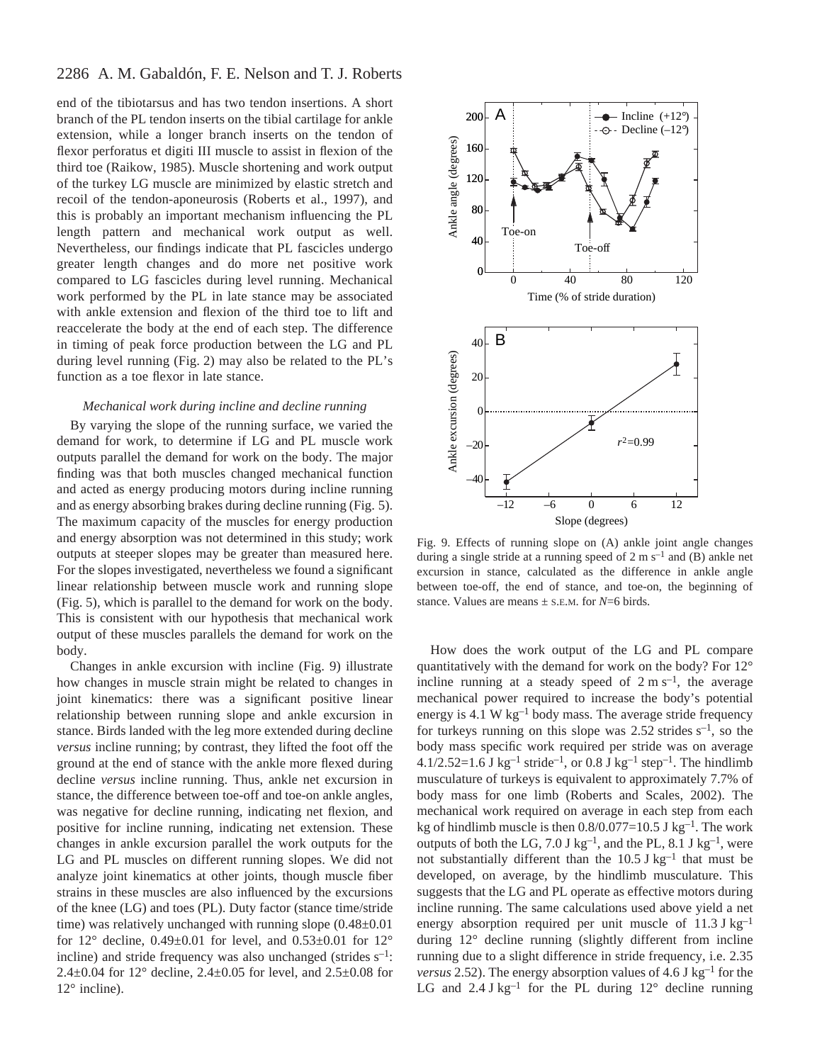end of the tibiotarsus and has two tendon insertions. A short branch of the PL tendon inserts on the tibial cartilage for ankle extension, while a longer branch inserts on the tendon of flexor perforatus et digiti III muscle to assist in flexion of the third toe (Raikow, 1985). Muscle shortening and work output of the turkey LG muscle are minimized by elastic stretch and recoil of the tendon-aponeurosis (Roberts et al., 1997), and this is probably an important mechanism influencing the PL length pattern and mechanical work output as well. Nevertheless, our findings indicate that PL fascicles undergo greater length changes and do more net positive work compared to LG fascicles during level running. Mechanical work performed by the PL in late stance may be associated with ankle extension and flexion of the third toe to lift and reaccelerate the body at the end of each step. The difference in timing of peak force production between the LG and PL during level running (Fig. 2) may also be related to the PL's function as a toe flexor in late stance.

### *Mechanical work during incline and decline running*

By varying the slope of the running surface, we varied the demand for work, to determine if LG and PL muscle work outputs parallel the demand for work on the body. The major finding was that both muscles changed mechanical function and acted as energy producing motors during incline running and as energy absorbing brakes during decline running (Fig. 5). The maximum capacity of the muscles for energy production and energy absorption was not determined in this study; work outputs at steeper slopes may be greater than measured here. For the slopes investigated, nevertheless we found a significant linear relationship between muscle work and running slope (Fig. 5), which is parallel to the demand for work on the body. This is consistent with our hypothesis that mechanical work output of these muscles parallels the demand for work on the body.

Changes in ankle excursion with incline (Fig. 9) illustrate how changes in muscle strain might be related to changes in joint kinematics: there was a significant positive linear relationship between running slope and ankle excursion in stance. Birds landed with the leg more extended during decline *versus* incline running; by contrast, they lifted the foot off the ground at the end of stance with the ankle more flexed during decline *versus* incline running. Thus, ankle net excursion in stance, the difference between toe-off and toe-on ankle angles, was negative for decline running, indicating net flexion, and positive for incline running, indicating net extension. These changes in ankle excursion parallel the work outputs for the LG and PL muscles on different running slopes. We did not analyze joint kinematics at other joints, though muscle fiber strains in these muscles are also influenced by the excursions of the knee (LG) and toes (PL). Duty factor (stance time/stride time) was relatively unchanged with running slope (0.48±0.01 for 12° decline, 0.49±0.01 for level, and 0.53±0.01 for 12° incline) and stride frequency was also unchanged (strides $s^{-1}$: 2.4±0.04 for 12° decline, 2.4±0.05 for level, and 2.5±0.08 for 12° incline).

A
Incline (+12°)
Decline (–12°)
Ankle angle (degrees)
200
160
120
80
40
0
Toe-on
Toe-off
0
40
80
120
Time (% of stride duration)

B
Ankle excursion (degrees)
40
20
0
–20
–40
$r^2$=0.99
–12
–6
0
6
12
Slope (degrees)

Fig. 9. Effects of running slope on (A) ankle joint angle changes during a single stride at a running speed of 2 m $s^{-1}$ and (B) ankle net excursion in stance, calculated as the difference in ankle angle between toe-off, the end of stance, and toe-on, the beginning of stance. Values are means ± S.E.M. for *N*=6 birds.

How does the work output of the LG and PL compare quantitatively with the demand for work on the body? For 12° incline running at a steady speed of 2 m $s^{-1}$, the average mechanical power required to increase the body's potential energy is 4.1 W $kg^{-1}$ body mass. The average stride frequency for turkeys running on this slope was 2.52 strides $s^{-1}$, so the body mass specific work required per stride was on average 4.1/2.52=1.6 J $kg^{-1}$ $stride^{-1}$, or 0.8 J $kg^{-1}$ $step^{-1}$. The hindlimb musculature of turkeys is equivalent to approximately 7.7% of body mass for one limb (Roberts and Scales, 2002). The mechanical work required on average in each step from each kg of hindlimb muscle is then 0.8/0.077=10.5 J $kg^{-1}$. The work outputs of both the LG, 7.0 J $kg^{-1}$, and the PL, 8.1 J $kg^{-1}$, were not substantially different than the 10.5 J $kg^{-1}$ that must be developed, on average, by the hindlimb musculature. This suggests that the LG and PL operate as effective motors during incline running. The same calculations used above yield a net energy absorption required per unit muscle of 11.3 J $kg^{-1}$ during 12° decline running (slightly different from incline running due to a slight difference in stride frequency, i.e. 2.35 *versus* 2.52). The energy absorption values of 4.6 J $kg^{-1}$ for the LG and 2.4 J $kg^{-1}$ for the PL during 12° decline running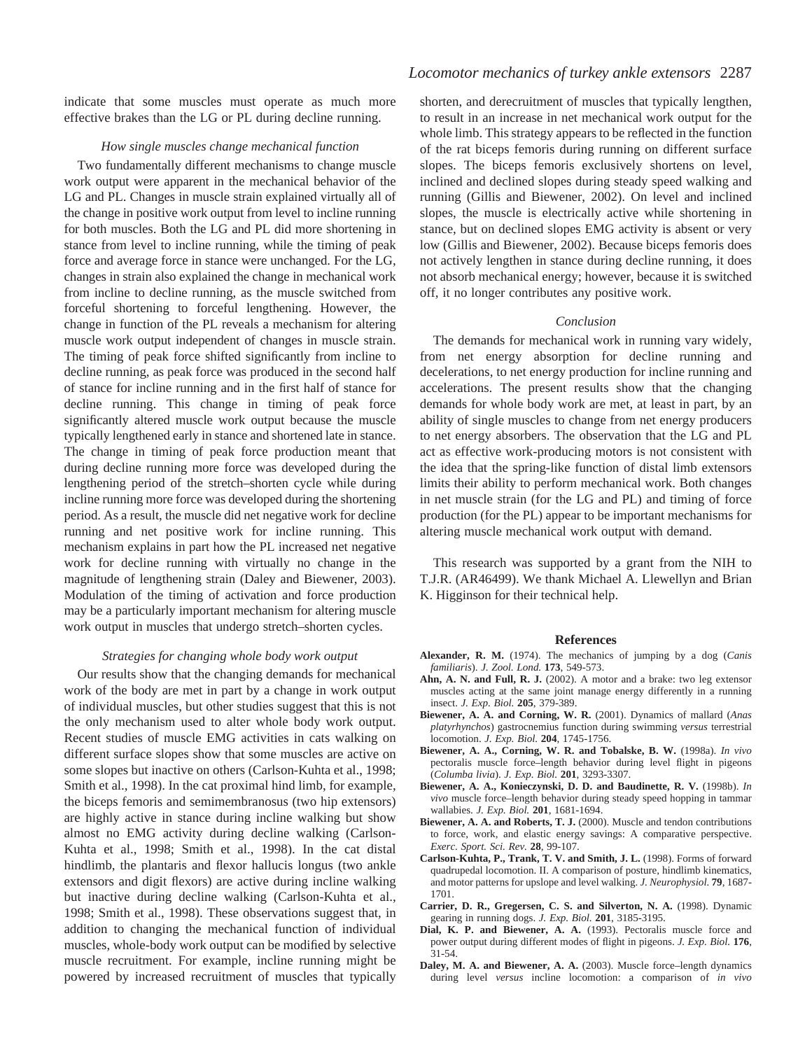indicate that some muscles must operate as much more effective brakes than the LG or PL during decline running.

### *How single muscles change mechanical function*

Two fundamentally different mechanisms to change muscle work output were apparent in the mechanical behavior of the LG and PL. Changes in muscle strain explained virtually all of the change in positive work output from level to incline running for both muscles. Both the LG and PL did more shortening in stance from level to incline running, while the timing of peak force and average force in stance were unchanged. For the LG, changes in strain also explained the change in mechanical work from incline to decline running, as the muscle switched from forceful shortening to forceful lengthening. However, the change in function of the PL reveals a mechanism for altering muscle work output independent of changes in muscle strain. The timing of peak force shifted significantly from incline to decline running, as peak force was produced in the second half of stance for incline running and in the first half of stance for decline running. This change in timing of peak force significantly altered muscle work output because the muscle typically lengthened early in stance and shortened late in stance. The change in timing of peak force production meant that during decline running more force was developed during the lengthening period of the stretch–shorten cycle while during incline running more force was developed during the shortening period. As a result, the muscle did net negative work for decline running and net positive work for incline running. This mechanism explains in part how the PL increased net negative work for decline running with virtually no change in the magnitude of lengthening strain (Daley and Biewener, 2003). Modulation of the timing of activation and force production may be a particularly important mechanism for altering muscle work output in muscles that undergo stretch–shorten cycles.

### *Strategies for changing whole body work output*

Our results show that the changing demands for mechanical work of the body are met in part by a change in work output of individual muscles, but other studies suggest that this is not the only mechanism used to alter whole body work output. Recent studies of muscle EMG activities in cats walking on different surface slopes show that some muscles are active on some slopes but inactive on others (Carlson-Kuhta et al., 1998; Smith et al., 1998). In the cat proximal hind limb, for example, the biceps femoris and semimembranosus (two hip extensors) are highly active in stance during incline walking but show almost no EMG activity during decline walking (Carlson-Kuhta et al., 1998; Smith et al., 1998). In the cat distal hindlimb, the plantaris and flexor hallucis longus (two ankle extensors and digit flexors) are active during incline walking but inactive during decline walking (Carlson-Kuhta et al., 1998; Smith et al., 1998). These observations suggest that, in addition to changing the mechanical function of individual muscles, whole-body work output can be modified by selective muscle recruitment. For example, incline running might be powered by increased recruitment of muscles that typically shorten, and derecruitment of muscles that typically lengthen, to result in an increase in net mechanical work output for the whole limb. This strategy appears to be reflected in the function of the rat biceps femoris during running on different surface slopes. The biceps femoris exclusively shortens on level, inclined and declined slopes during steady speed walking and running (Gillis and Biewener, 2002). On level and inclined slopes, the muscle is electrically active while shortening in stance, but on declined slopes EMG activity is absent or very low (Gillis and Biewener, 2002). Because biceps femoris does not actively lengthen in stance during decline running, it does not absorb mechanical energy; however, because it is switched off, it no longer contributes any positive work.

### *Conclusion*

The demands for mechanical work in running vary widely, from net energy absorption for decline running and decelerations, to net energy production for incline running and accelerations. The present results show that the changing demands for whole body work are met, at least in part, by an ability of single muscles to change from net energy producers to net energy absorbers. The observation that the LG and PL act as effective work-producing motors is not consistent with the idea that the spring-like function of distal limb extensors limits their ability to perform mechanical work. Both changes in net muscle strain (for the LG and PL) and timing of force production (for the PL) appear to be important mechanisms for altering muscle mechanical work output with demand.

This research was supported by a grant from the NIH to T.J.R. (AR46499). We thank Michael A. Llewellyn and Brian K. Higginson for their technical help.

## References

**Alexander, R. M.** (1974). The mechanics of jumping by a dog (*Canis familiaris*). *J. Zool. Lond.* **173**, 549-573.

**Ahn, A. N. and Full, R. J.** (2002). A motor and a brake: two leg extensor muscles acting at the same joint manage energy differently in a running insect. *J. Exp. Biol.* **205**, 379-389.

**Biewener, A. A. and Corning, W. R.** (2001). Dynamics of mallard (*Anas platyrhynchos*) gastrocnemius function during swimming *versus* terrestrial locomotion. *J. Exp. Biol.* **204**, 1745-1756.

**Biewener, A. A., Corning, W. R. and Tobalske, B. W.** (1998a). *In vivo* pectoralis muscle force–length behavior during level flight in pigeons (*Columba livia*). *J. Exp. Biol.* **201**, 3293-3307.

**Biewener, A. A., Konieczynski, D. D. and Baudinette, R. V.** (1998b). *In vivo* muscle force–length behavior during steady speed hopping in tammar wallabies. *J. Exp. Biol.* **201**, 1681-1694.

**Biewener, A. A. and Roberts, T. J.** (2000). Muscle and tendon contributions to force, work, and elastic energy savings: A comparative perspective. *Exerc. Sport. Sci. Rev.* **28**, 99-107.

**Carlson-Kuhta, P., Trank, T. V. and Smith, J. L.** (1998). Forms of forward quadrupedal locomotion. II. A comparison of posture, hindlimb kinematics, and motor patterns for upslope and level walking. *J. Neurophysiol.* **79**, 1687-1701.

**Carrier, D. R., Gregersen, C. S. and Silverton, N. A.** (1998). Dynamic gearing in running dogs. *J. Exp. Biol.* **201**, 3185-3195.

**Dial, K. P. and Biewener, A. A.** (1993). Pectoralis muscle force and power output during different modes of flight in pigeons. *J. Exp. Biol.* **176**, 31-54.

**Daley, M. A. and Biewener, A. A.** (2003). Muscle force–length dynamics during level *versus* incline locomotion: a comparison of *in vivo*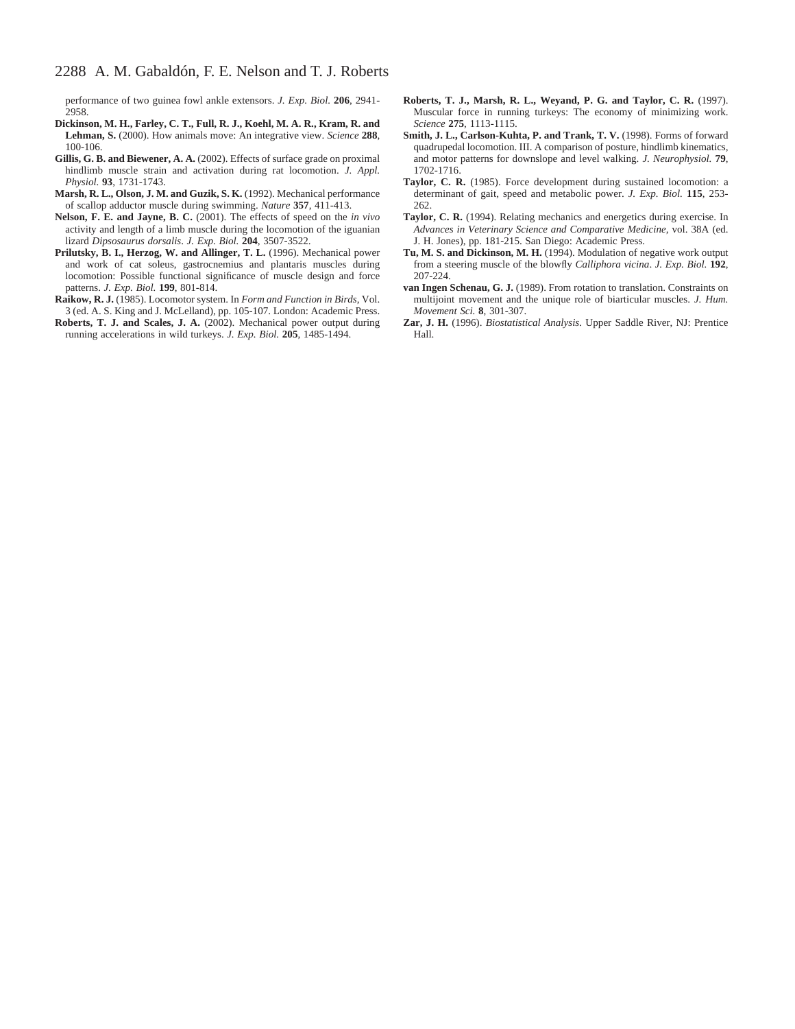performance of two guinea fowl ankle extensors. *J. Exp. Biol.* **206**, 2941-2958.

**Dickinson, M. H., Farley, C. T., Full, R. J., Koehl, M. A. R., Kram, R. and Lehman, S.** (2000). How animals move: An integrative view. *Science* **288**, 100-106.

**Gillis, G. B. and Biewener, A. A.** (2002). Effects of surface grade on proximal hindlimb muscle strain and activation during rat locomotion. *J. Appl. Physiol.* **93**, 1731-1743.

**Marsh, R. L., Olson, J. M. and Guzik, S. K.** (1992). Mechanical performance of scallop adductor muscle during swimming. *Nature* **357**, 411-413.

**Nelson, F. E. and Jayne, B. C.** (2001). The effects of speed on the *in vivo* activity and length of a limb muscle during the locomotion of the iguanian lizard *Dipsosaurus dorsalis*. *J. Exp. Biol.* **204**, 3507-3522.

**Prilutsky, B. I., Herzog, W. and Allinger, T. L.** (1996). Mechanical power and work of cat soleus, gastrocnemius and plantaris muscles during locomotion: Possible functional significance of muscle design and force patterns. *J. Exp. Biol.* **199**, 801-814.

**Raikow, R. J.** (1985). Locomotor system. In *Form and Function in Birds*, Vol. 3 (ed. A. S. King and J. McLelland), pp. 105-107. London: Academic Press.

**Roberts, T. J. and Scales, J. A.** (2002). Mechanical power output during running accelerations in wild turkeys. *J. Exp. Biol.* **205**, 1485-1494.

**Roberts, T. J., Marsh, R. L., Weyand, P. G. and Taylor, C. R.** (1997). Muscular force in running turkeys: The economy of minimizing work. *Science* **275**, 1113-1115.

**Smith, J. L., Carlson-Kuhta, P. and Trank, T. V.** (1998). Forms of forward quadrupedal locomotion. III. A comparison of posture, hindlimb kinematics, and motor patterns for downslope and level walking. *J. Neurophysiol.* **79**, 1702-1716.

**Taylor, C. R.** (1985). Force development during sustained locomotion: a determinant of gait, speed and metabolic power. *J. Exp. Biol.* **115**, 253-262.

**Taylor, C. R.** (1994). Relating mechanics and energetics during exercise. In *Advances in Veterinary Science and Comparative Medicine*, vol. 38A (ed. J. H. Jones), pp. 181-215. San Diego: Academic Press.

**Tu, M. S. and Dickinson, M. H.** (1994). Modulation of negative work output from a steering muscle of the blowfly *Calliphora vicina*. *J. Exp. Biol.* **192**, 207-224.

**van Ingen Schenau, G. J.** (1989). From rotation to translation. Constraints on multijoint movement and the unique role of biarticular muscles. *J. Hum. Movement Sci.* **8**, 301-307.

**Zar, J. H.** (1996). *Biostatistical Analysis*. Upper Saddle River, NJ: Prentice Hall.